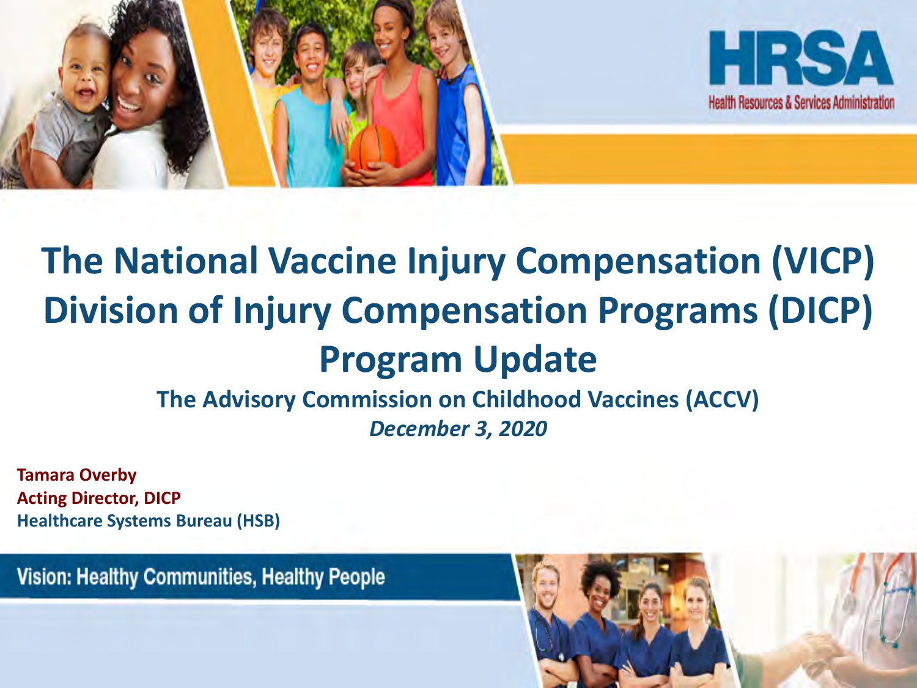HRSA

Health Resources & Services Administration

# The National Vaccine Injury Compensation (VICP) Division of Injury Compensation Programs (DICP) Program Update

## The Advisory Commission on Childhood Vaccines (ACCV)

***December 3, 2020***

**Tamara Overby**
**Acting Director, DICP**
**Healthcare Systems Bureau (HSB)**

Vision: Healthy Communities, Healthy People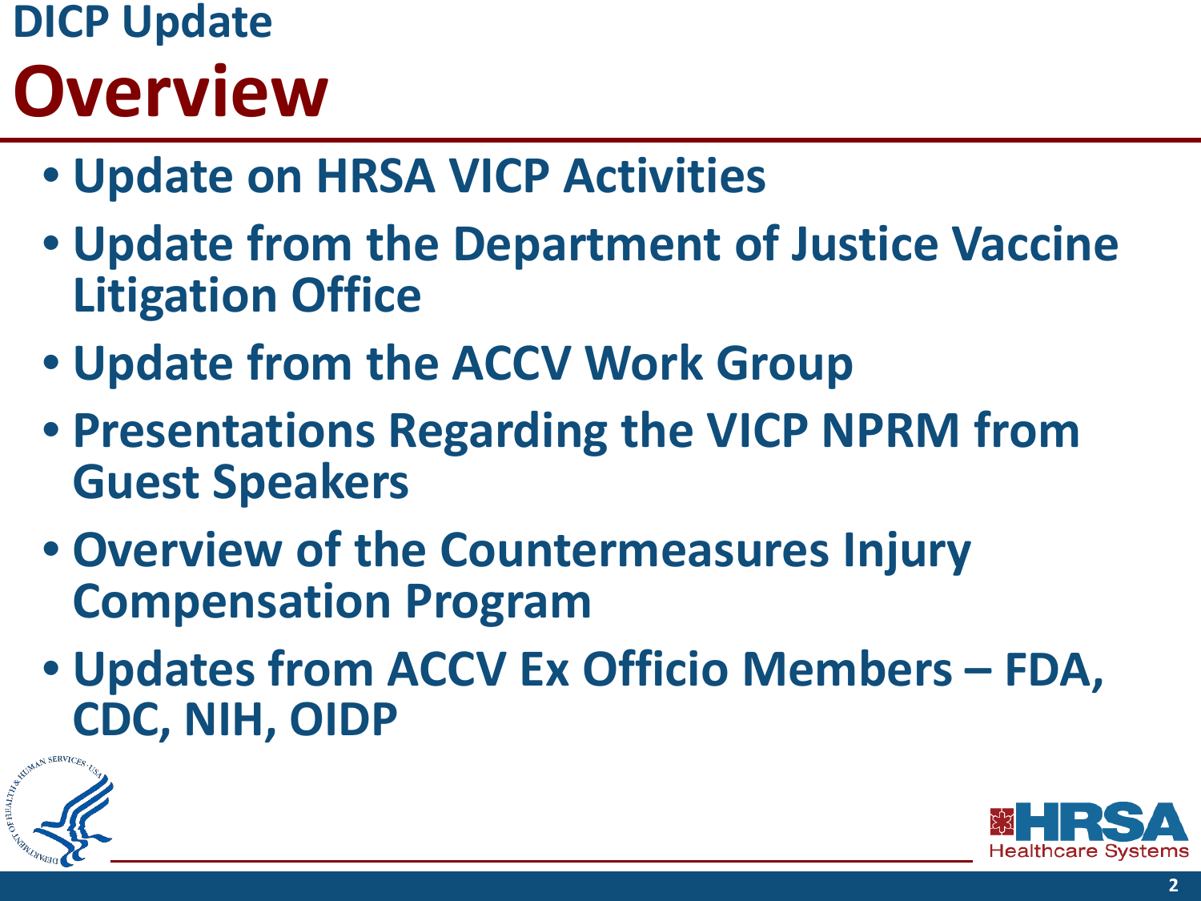## DICP Update

# Overview

- Update on HRSA VICP Activities
- Update from the Department of Justice Vaccine Litigation Office
- Update from the ACCV Work Group
- Presentations Regarding the VICP NPRM from Guest Speakers
- Overview of the Countermeasures Injury Compensation Program
- Updates from ACCV Ex Officio Members – FDA, CDC, NIH, OIDP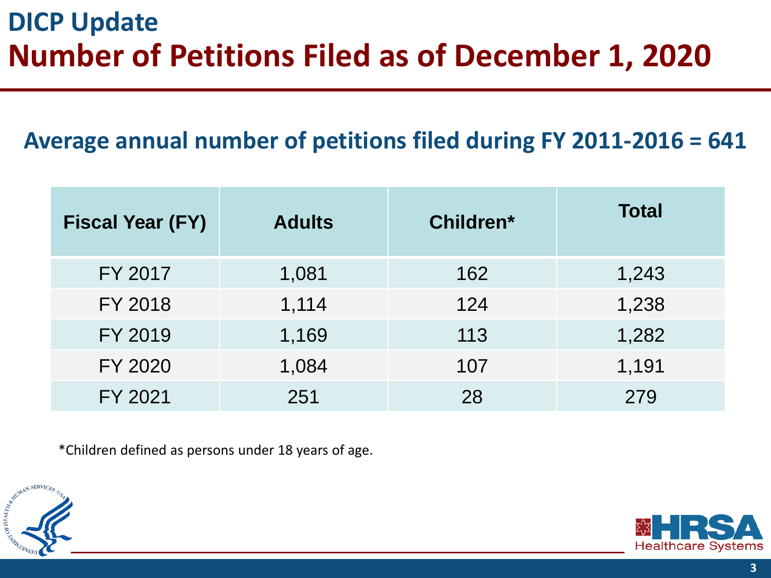# DICP Update

# Number of Petitions Filed as of December 1, 2020

## Average annual number of petitions filed during FY 2011-2016 = 641

| Fiscal Year (FY) | Adults | Children* | Total |
|---|---|---|---|
| FY 2017 | 1,081 | 162 | 1,243 |
| FY 2018 | 1,114 | 124 | 1,238 |
| FY 2019 | 1,169 | 113 | 1,282 |
| FY 2020 | 1,084 | 107 | 1,191 |
| FY 2021 | 251 | 28 | 279 |

*Children defined as persons under 18 years of age.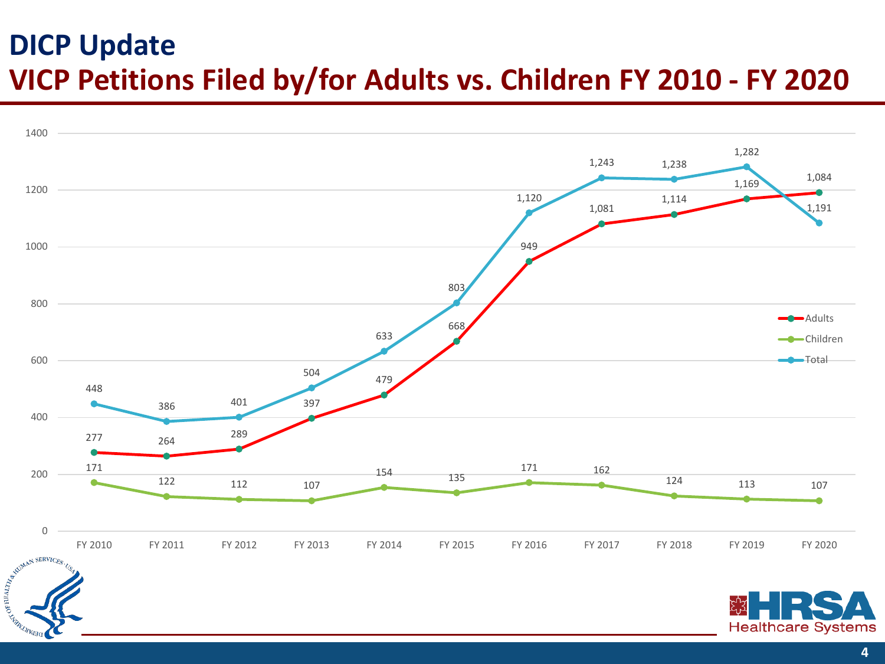# DICP Update

## VICP Petitions Filed by/for Adults vs. Children FY 2010 - FY 2020

| | FY 2010 | FY 2011 | FY 2012 | FY 2013 | FY 2014 | FY 2015 | FY 2016 | FY 2017 | FY 2018 | FY 2019 | FY 2020 |
|---|---|---|---|---|---|---|---|---|---|---|---|
| Adults | 277 | 264 | 289 | 397 | 479 | 668 | 949 | 1,081 | 1,114 | 1,169 | 1,084 |
| Children | 171 | 122 | 112 | 107 | 154 | 135 | 171 | 162 | 124 | 113 | 107 |
| Total | 448 | 386 | 401 | 504 | 633 | 803 | 1,120 | 1,243 | 1,238 | 1,282 | 1,191 |

HRSA Healthcare Systems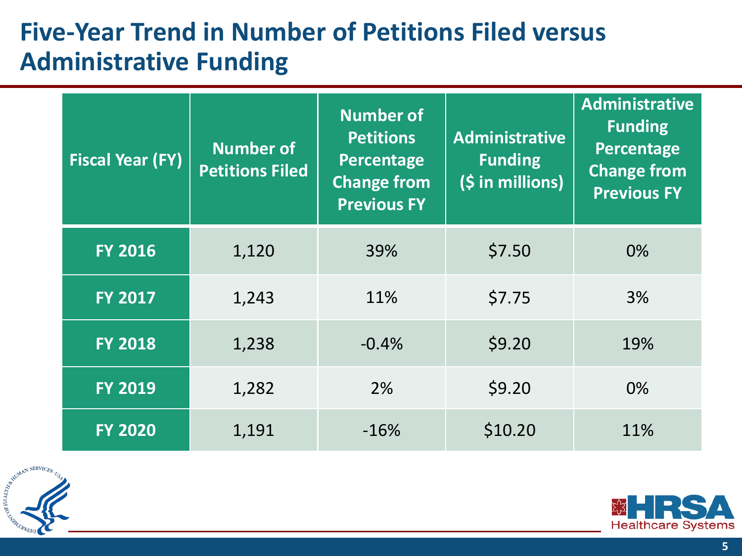# Five-Year Trend in Number of Petitions Filed versus Administrative Funding

| Fiscal Year (FY) | Number of Petitions Filed | Number of Petitions Percentage Change from Previous FY | Administrative Funding ($ in millions) | Administrative Funding Percentage Change from Previous FY |
|---|---|---|---|---|
| FY 2016 | 1,120 | 39% | $7.50 | 0% |
| FY 2017 | 1,243 | 11% | $7.75 | 3% |
| FY 2018 | 1,238 | -0.4% | $9.20 | 19% |
| FY 2019 | 1,282 | 2% | $9.20 | 0% |
| FY 2020 | 1,191 | -16% | $10.20 | 11% |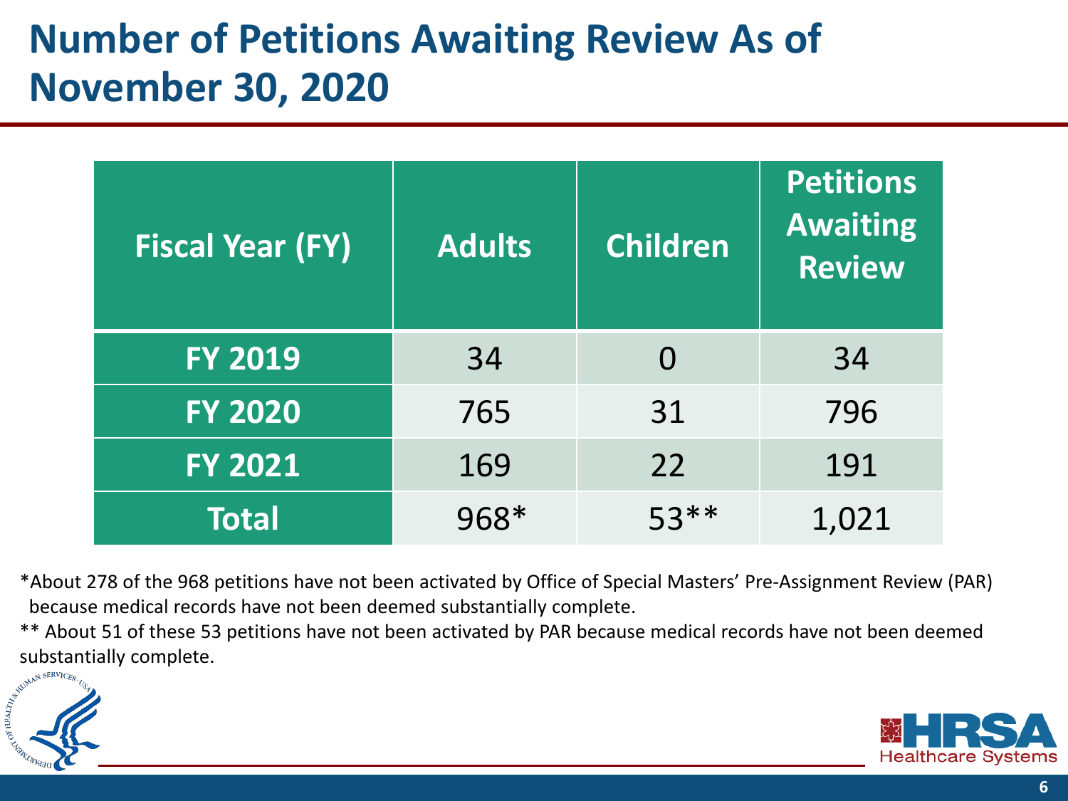# Number of Petitions Awaiting Review As of November 30, 2020

| Fiscal Year (FY) | Adults | Children | Petitions Awaiting Review |
|---|---|---|---|
| FY 2019 | 34 | 0 | 34 |
| FY 2020 | 765 | 31 | 796 |
| FY 2021 | 169 | 22 | 191 |
| Total | 968* | 53** | 1,021 |

*About 278 of the 968 petitions have not been activated by Office of Special Masters' Pre-Assignment Review (PAR) because medical records have not been deemed substantially complete.

** About 51 of these 53 petitions have not been activated by PAR because medical records have not been deemed substantially complete.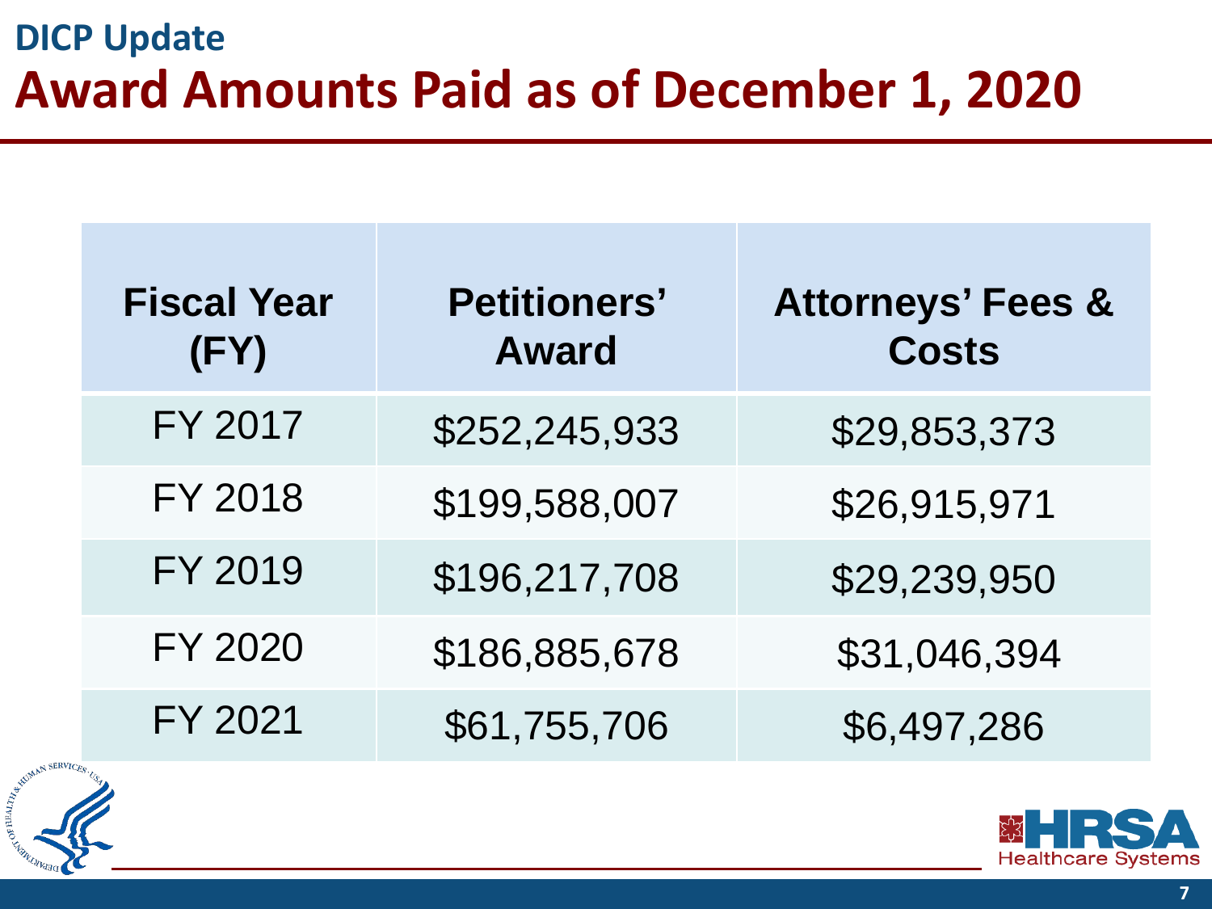## DICP Update

# Award Amounts Paid as of December 1, 2020

| Fiscal Year (FY) | Petitioners' Award | Attorneys' Fees & Costs |
|---|---|---|
| FY 2017 | $252,245,933 | $29,853,373 |
| FY 2018 | $199,588,007 | $26,915,971 |
| FY 2019 | $196,217,708 | $29,239,950 |
| FY 2020 | $186,885,678 | $31,046,394 |
| FY 2021 | $61,755,706 | $6,497,286 |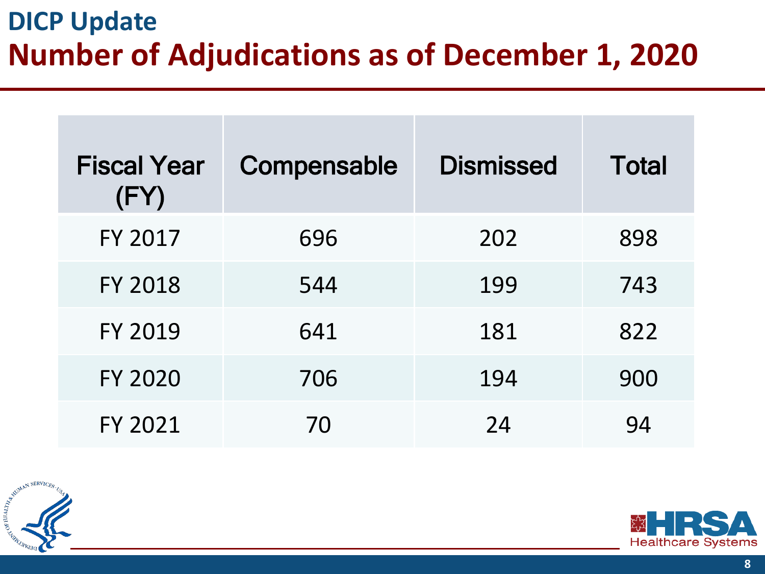# DICP Update

## Number of Adjudications as of December 1, 2020

| Fiscal Year (FY) | Compensable | Dismissed | Total |
|---|---|---|---|
| FY 2017 | 696 | 202 | 898 |
| FY 2018 | 544 | 199 | 743 |
| FY 2019 | 641 | 181 | 822 |
| FY 2020 | 706 | 194 | 900 |
| FY 2021 | 70 | 24 | 94 |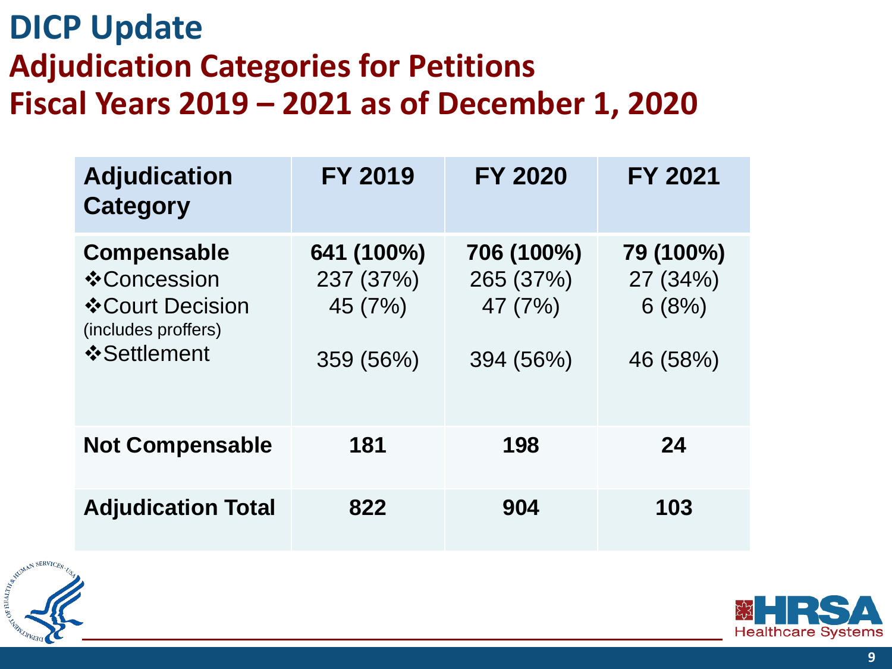# DICP Update

## Adjudication Categories for Petitions
## Fiscal Years 2019 – 2021 as of December 1, 2020

| Adjudication Category | FY 2019 | FY 2020 | FY 2021 |
|---|---|---|---|
| **Compensable** | **641 (100%)** | **706 (100%)** | **79 (100%)** |
| ❖Concession | 237 (37%) | 265 (37%) | 27 (34%) |
| ❖Court Decision (includes proffers) | 45 (7%) | 47 (7%) | 6 (8%) |
| ❖Settlement | 359 (56%) | 394 (56%) | 46 (58%) |
| **Not Compensable** | **181** | **198** | **24** |
| **Adjudication Total** | **822** | **904** | **103** |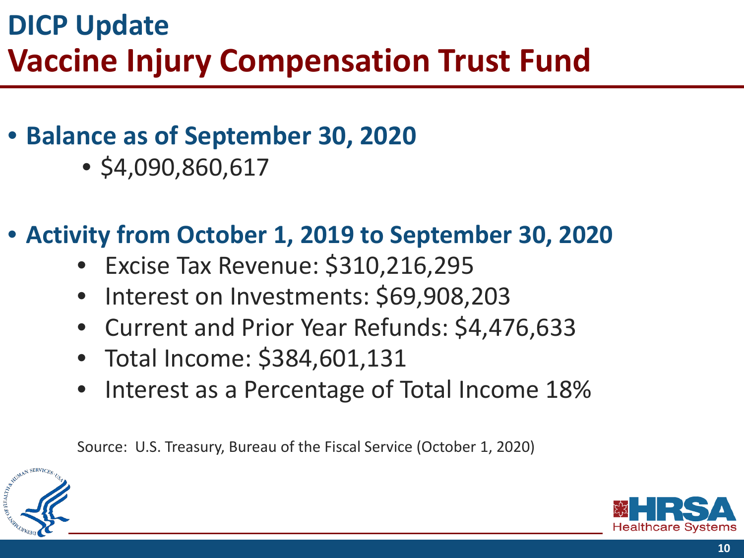# DICP Update

## Vaccine Injury Compensation Trust Fund

- **Balance as of September 30, 2020**
  - $4,090,860,617

- **Activity from October 1, 2019 to September 30, 2020**
  - Excise Tax Revenue: $310,216,295
  - Interest on Investments: $69,908,203
  - Current and Prior Year Refunds: $4,476,633
  - Total Income: $384,601,131
  - Interest as a Percentage of Total Income 18%

Source: U.S. Treasury, Bureau of the Fiscal Service (October 1, 2020)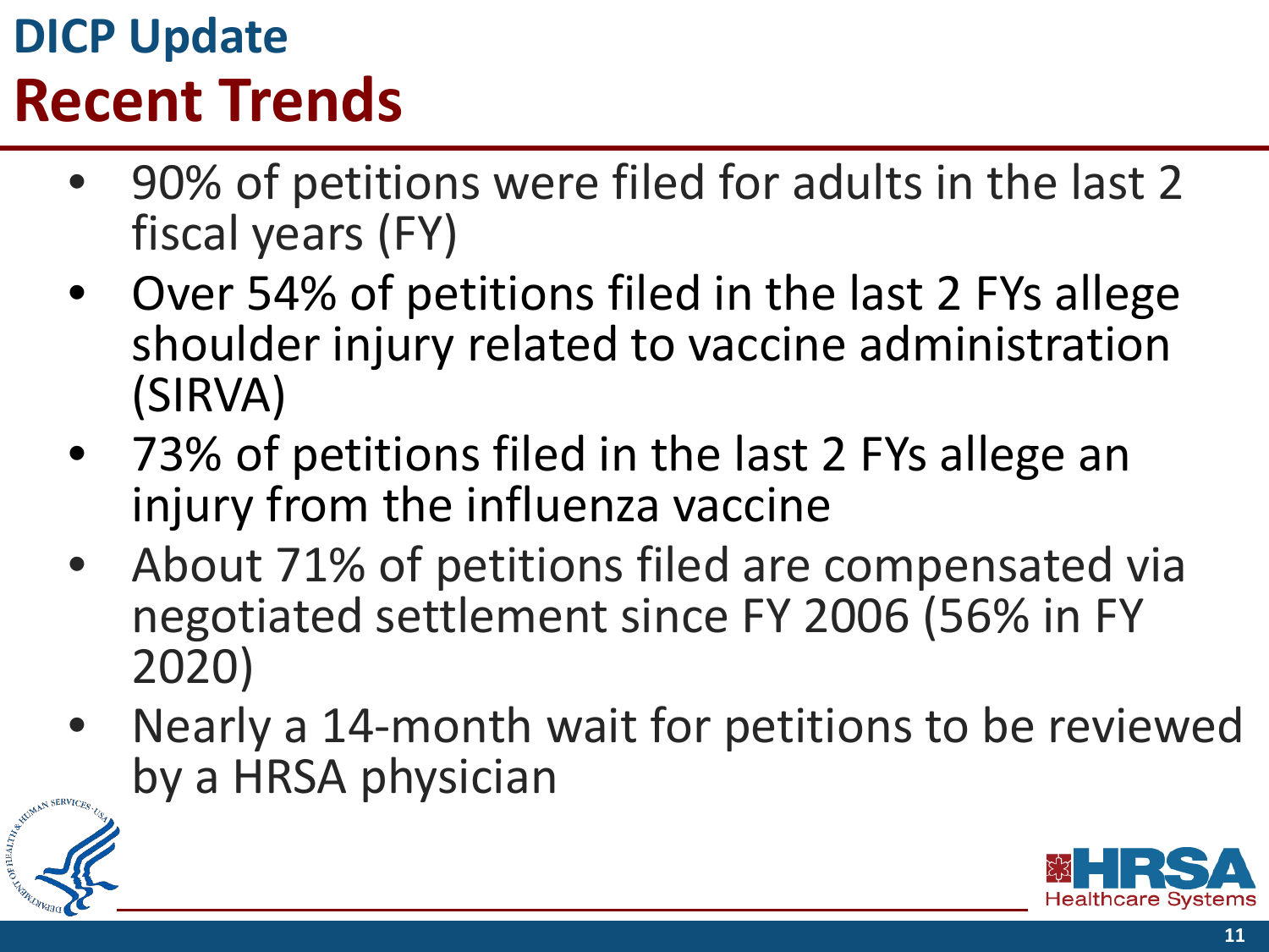# DICP Update

## Recent Trends

- 90% of petitions were filed for adults in the last 2 fiscal years (FY)
- Over 54% of petitions filed in the last 2 FYs allege shoulder injury related to vaccine administration (SIRVA)
- 73% of petitions filed in the last 2 FYs allege an injury from the influenza vaccine
- About 71% of petitions filed are compensated via negotiated settlement since FY 2006 (56% in FY 2020)
- Nearly a 14-month wait for petitions to be reviewed by a HRSA physician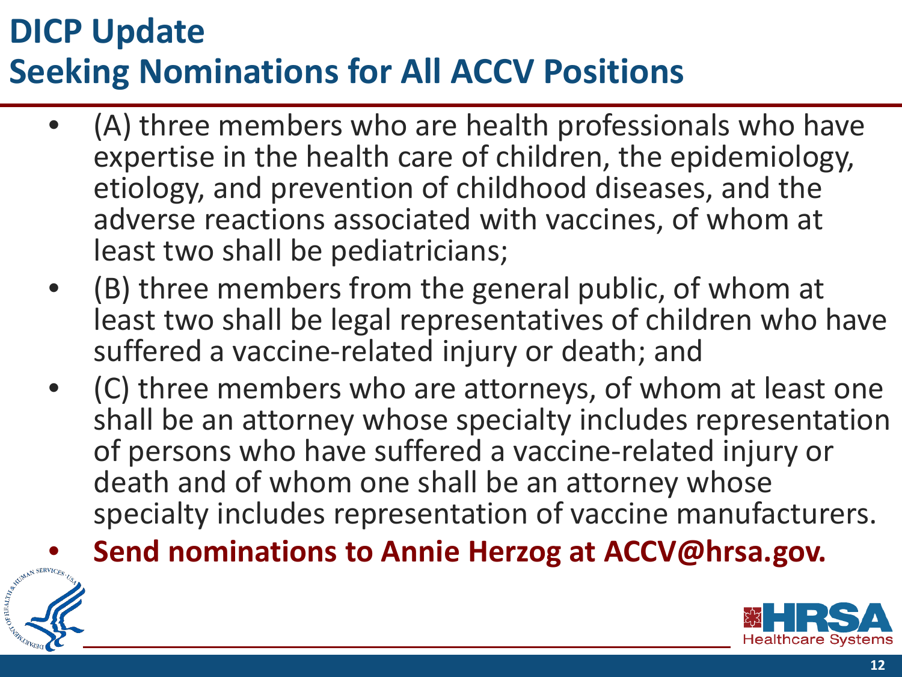# DICP Update
## Seeking Nominations for All ACCV Positions

- (A) three members who are health professionals who have expertise in the health care of children, the epidemiology, etiology, and prevention of childhood diseases, and the adverse reactions associated with vaccines, of whom at least two shall be pediatricians;
- (B) three members from the general public, of whom at least two shall be legal representatives of children who have suffered a vaccine-related injury or death; and
- (C) three members who are attorneys, of whom at least one shall be an attorney whose specialty includes representation of persons who have suffered a vaccine-related injury or death and of whom one shall be an attorney whose specialty includes representation of vaccine manufacturers.
- **Send nominations to Annie Herzog at ACCV@hrsa.gov.**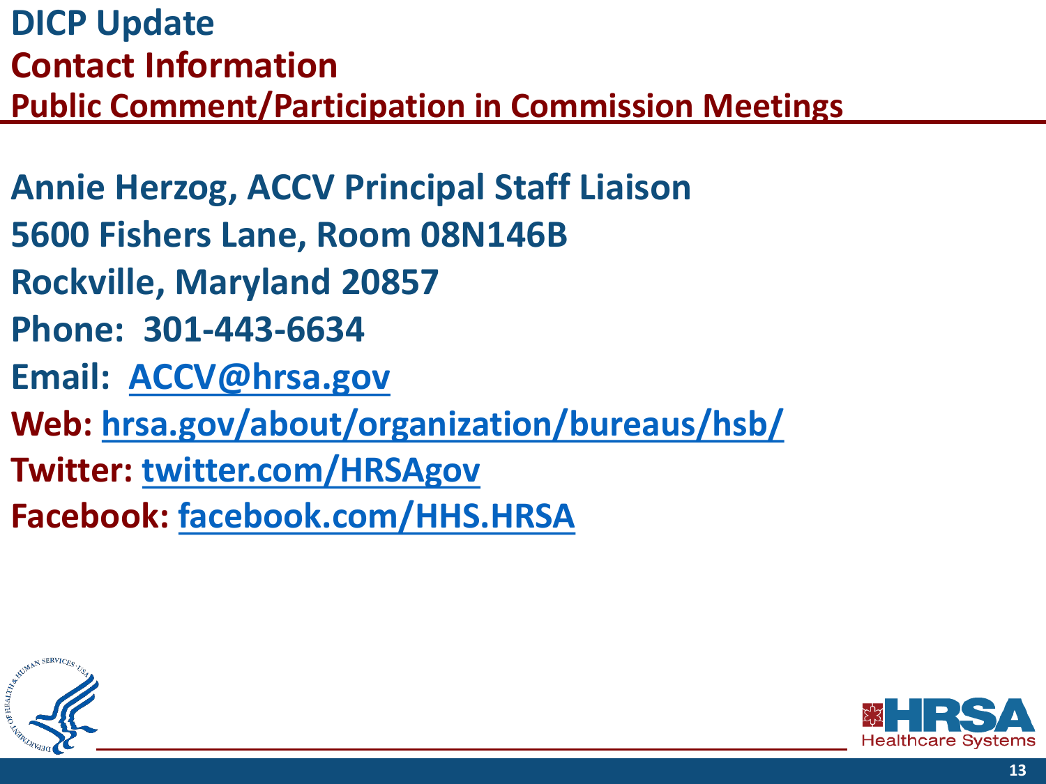# DICP Update

## Contact Information

## Public Comment/Participation in Commission Meetings

**Annie Herzog, ACCV Principal Staff Liaison**

**5600 Fishers Lane, Room 08N146B**

**Rockville, Maryland 20857**

**Phone: 301-443-6634**

**Email: ACCV@hrsa.gov**

**Web: hrsa.gov/about/organization/bureaus/hsb/**

**Twitter: twitter.com/HRSAgov**

**Facebook: facebook.com/HHS.HRSA**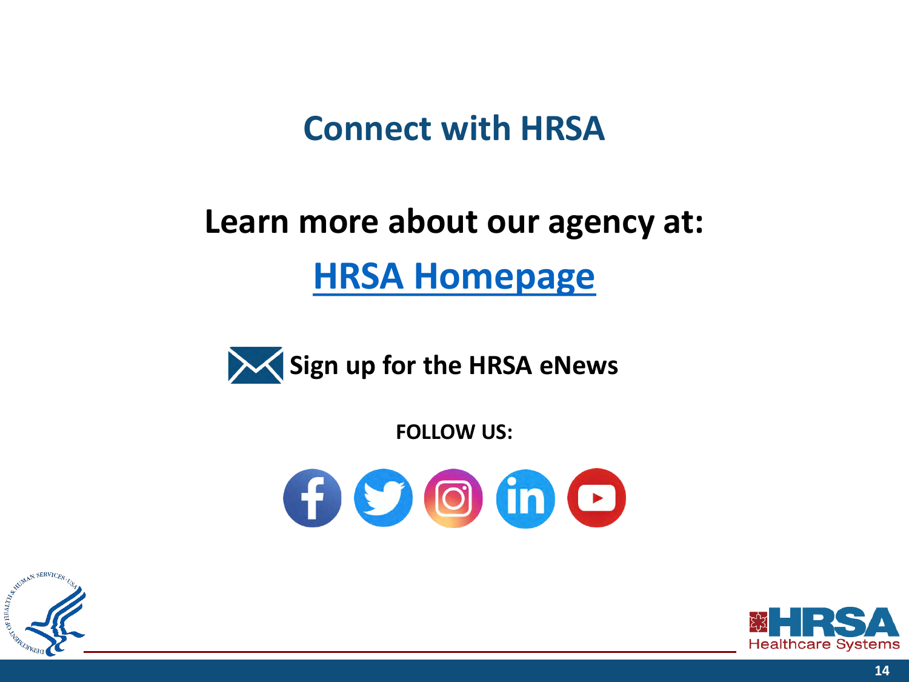# Connect with HRSA

## Learn more about our agency at:

## HRSA Homepage

**Sign up for the HRSA eNews**

**FOLLOW US:**